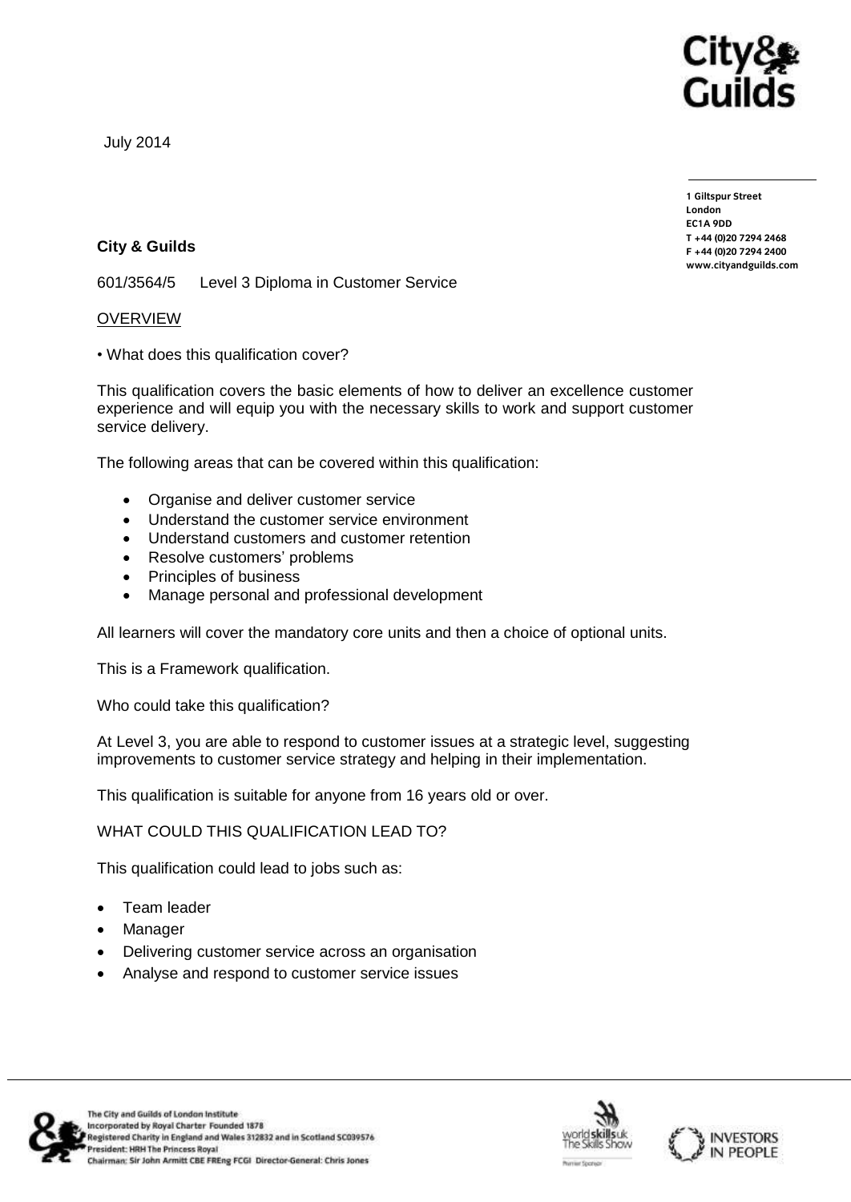July 2014

1 Giltspur Street
London
EC1A 9DD
T +44 (0)20 7294 2468
F +44 (0)20 7294 2400
www.cityandguilds.com

**City & Guilds**

601/3564/5 Level 3 Diploma in Customer Service

OVERVIEW

• What does this qualification cover?

This qualification covers the basic elements of how to deliver an excellence customer experience and will equip you with the necessary skills to work and support customer service delivery.

The following areas that can be covered within this qualification:

- Organise and deliver customer service
- Understand the customer service environment
- Understand customers and customer retention
- Resolve customers' problems
- Principles of business
- Manage personal and professional development

All learners will cover the mandatory core units and then a choice of optional units.

This is a Framework qualification.

Who could take this qualification?

At Level 3, you are able to respond to customer issues at a strategic level, suggesting improvements to customer service strategy and helping in their implementation.

This qualification is suitable for anyone from 16 years old or over.

WHAT COULD THIS QUALIFICATION LEAD TO?

This qualification could lead to jobs such as:

- Team leader
- Manager
- Delivering customer service across an organisation
- Analyse and respond to customer service issues

The City and Guilds of London Institute
Incorporated by Royal Charter Founded 1878
Registered Charity in England and Wales 312832 and in Scotland SC039576
President: HRH The Princess Royal
Chairman: Sir John Armitt CBE FREng FCGI Director-General: Chris Jones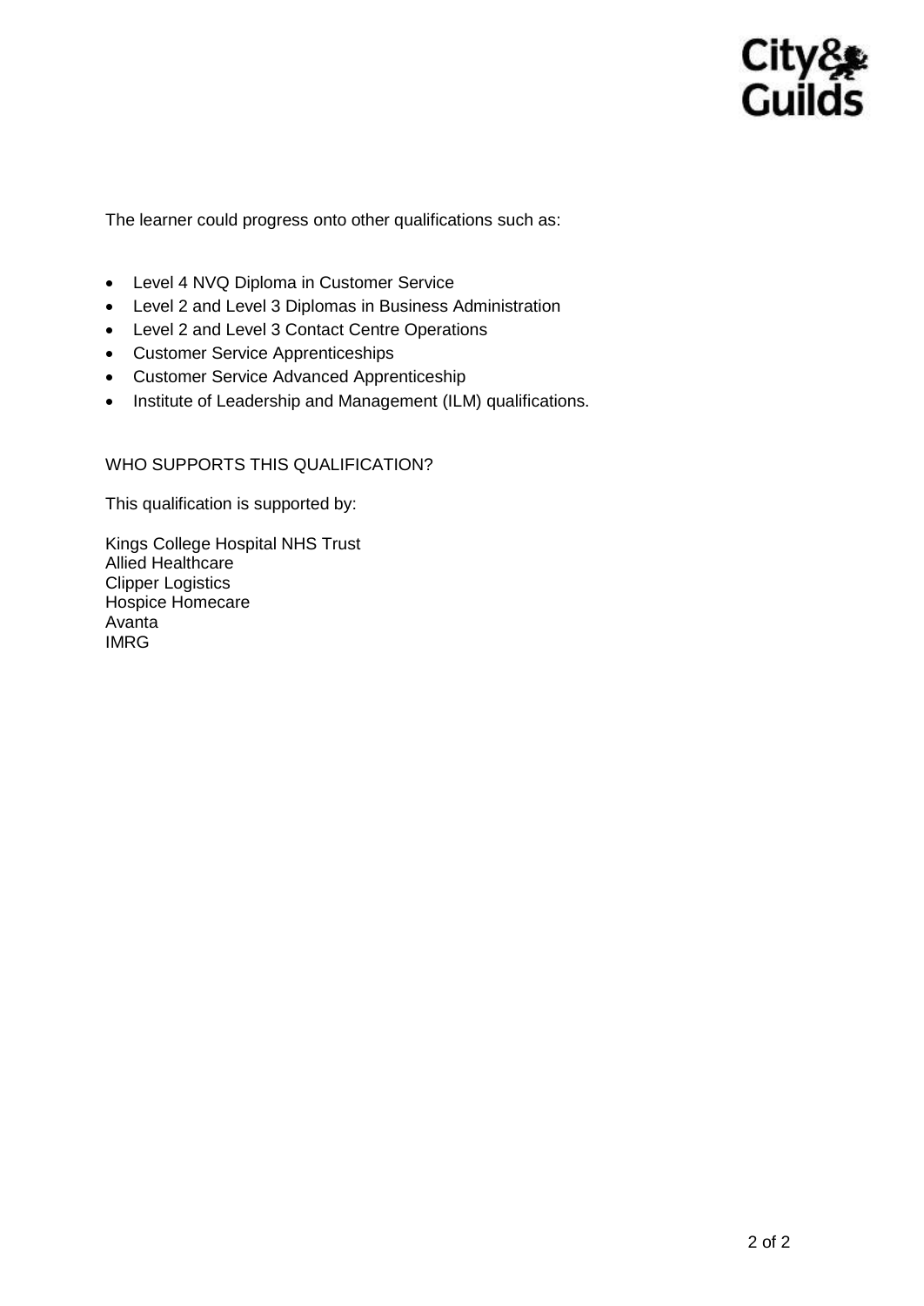The learner could progress onto other qualifications such as:

- Level 4 NVQ Diploma in Customer Service
- Level 2 and Level 3 Diplomas in Business Administration
- Level 2 and Level 3 Contact Centre Operations
- Customer Service Apprenticeships
- Customer Service Advanced Apprenticeship
- Institute of Leadership and Management (ILM) qualifications.

## WHO SUPPORTS THIS QUALIFICATION?

This qualification is supported by:

Kings College Hospital NHS Trust
Allied Healthcare
Clipper Logistics
Hospice Homecare
Avanta
IMRG